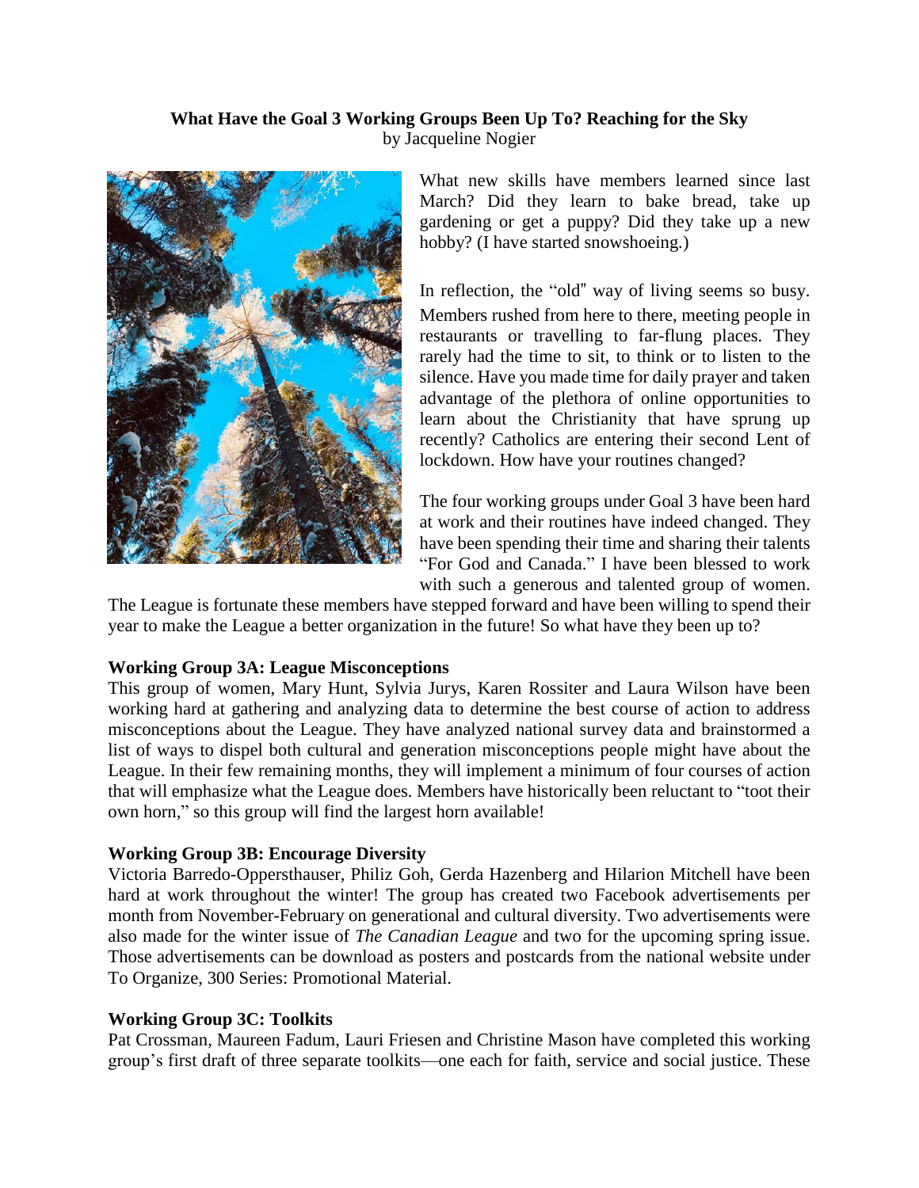**What Have the Goal 3 Working Groups Been Up To? Reaching for the Sky**
by Jacqueline Nogier

What new skills have members learned since last March? Did they learn to bake bread, take up gardening or get a puppy? Did they take up a new hobby? (I have started snowshoeing.)

In reflection, the "old" way of living seems so busy. Members rushed from here to there, meeting people in restaurants or travelling to far-flung places. They rarely had the time to sit, to think or to listen to the silence. Have you made time for daily prayer and taken advantage of the plethora of online opportunities to learn about the Christianity that have sprung up recently? Catholics are entering their second Lent of lockdown. How have your routines changed?

The four working groups under Goal 3 have been hard at work and their routines have indeed changed. They have been spending their time and sharing their talents "For God and Canada." I have been blessed to work with such a generous and talented group of women. The League is fortunate these members have stepped forward and have been willing to spend their year to make the League a better organization in the future! So what have they been up to?

**Working Group 3A: League Misconceptions**
This group of women, Mary Hunt, Sylvia Jurys, Karen Rossiter and Laura Wilson have been working hard at gathering and analyzing data to determine the best course of action to address misconceptions about the League. They have analyzed national survey data and brainstormed a list of ways to dispel both cultural and generation misconceptions people might have about the League. In their few remaining months, they will implement a minimum of four courses of action that will emphasize what the League does. Members have historically been reluctant to "toot their own horn," so this group will find the largest horn available!

**Working Group 3B: Encourage Diversity**
Victoria Barredo-Oppersthauser, Philiz Goh, Gerda Hazenberg and Hilarion Mitchell have been hard at work throughout the winter! The group has created two Facebook advertisements per month from November-February on generational and cultural diversity. Two advertisements were also made for the winter issue of *The Canadian League* and two for the upcoming spring issue. Those advertisements can be download as posters and postcards from the national website under To Organize, 300 Series: Promotional Material.

**Working Group 3C: Toolkits**
Pat Crossman, Maureen Fadum, Lauri Friesen and Christine Mason have completed this working group's first draft of three separate toolkits—one each for faith, service and social justice. These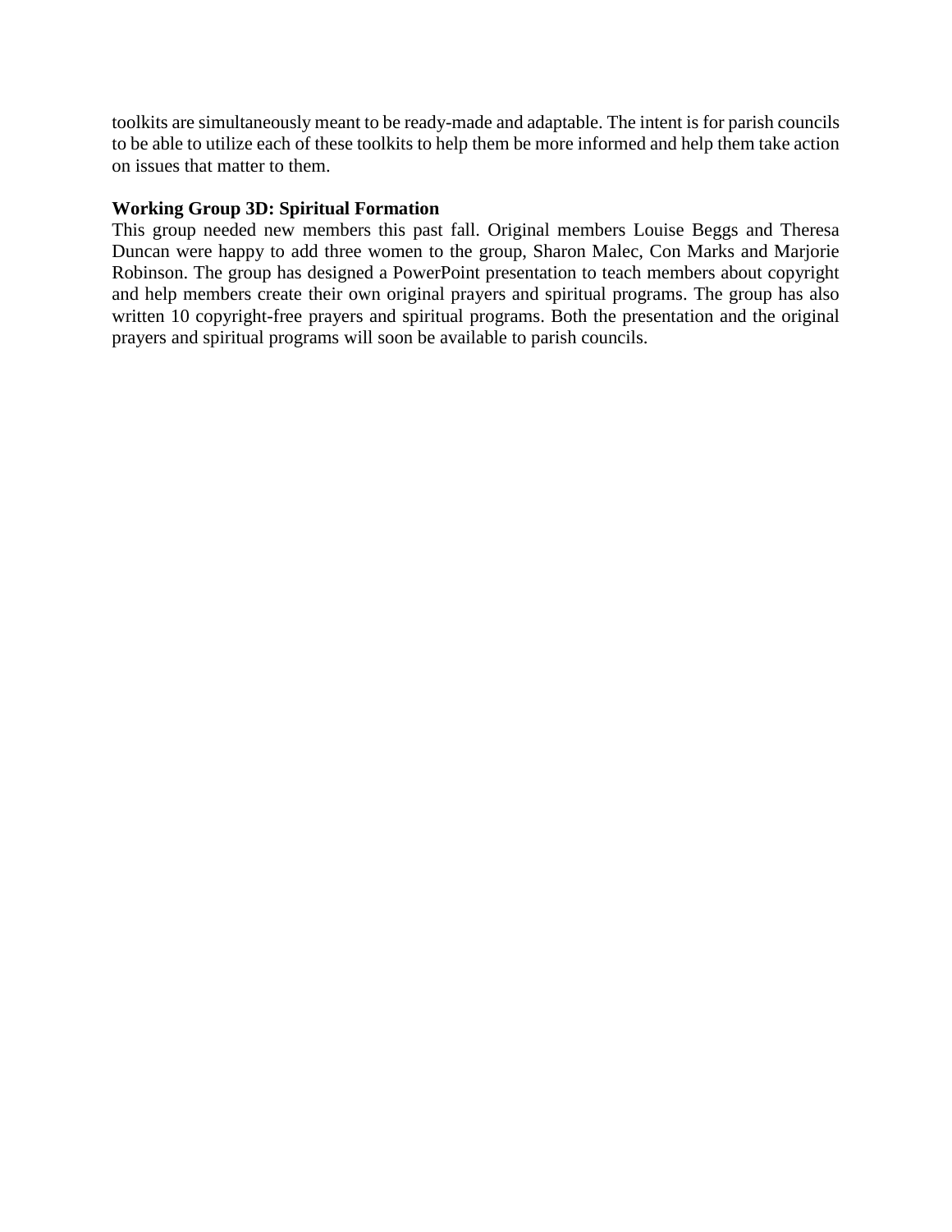toolkits are simultaneously meant to be ready-made and adaptable. The intent is for parish councils to be able to utilize each of these toolkits to help them be more informed and help them take action on issues that matter to them.

**Working Group 3D: Spiritual Formation**

This group needed new members this past fall. Original members Louise Beggs and Theresa Duncan were happy to add three women to the group, Sharon Malec, Con Marks and Marjorie Robinson. The group has designed a PowerPoint presentation to teach members about copyright and help members create their own original prayers and spiritual programs. The group has also written 10 copyright-free prayers and spiritual programs. Both the presentation and the original prayers and spiritual programs will soon be available to parish councils.